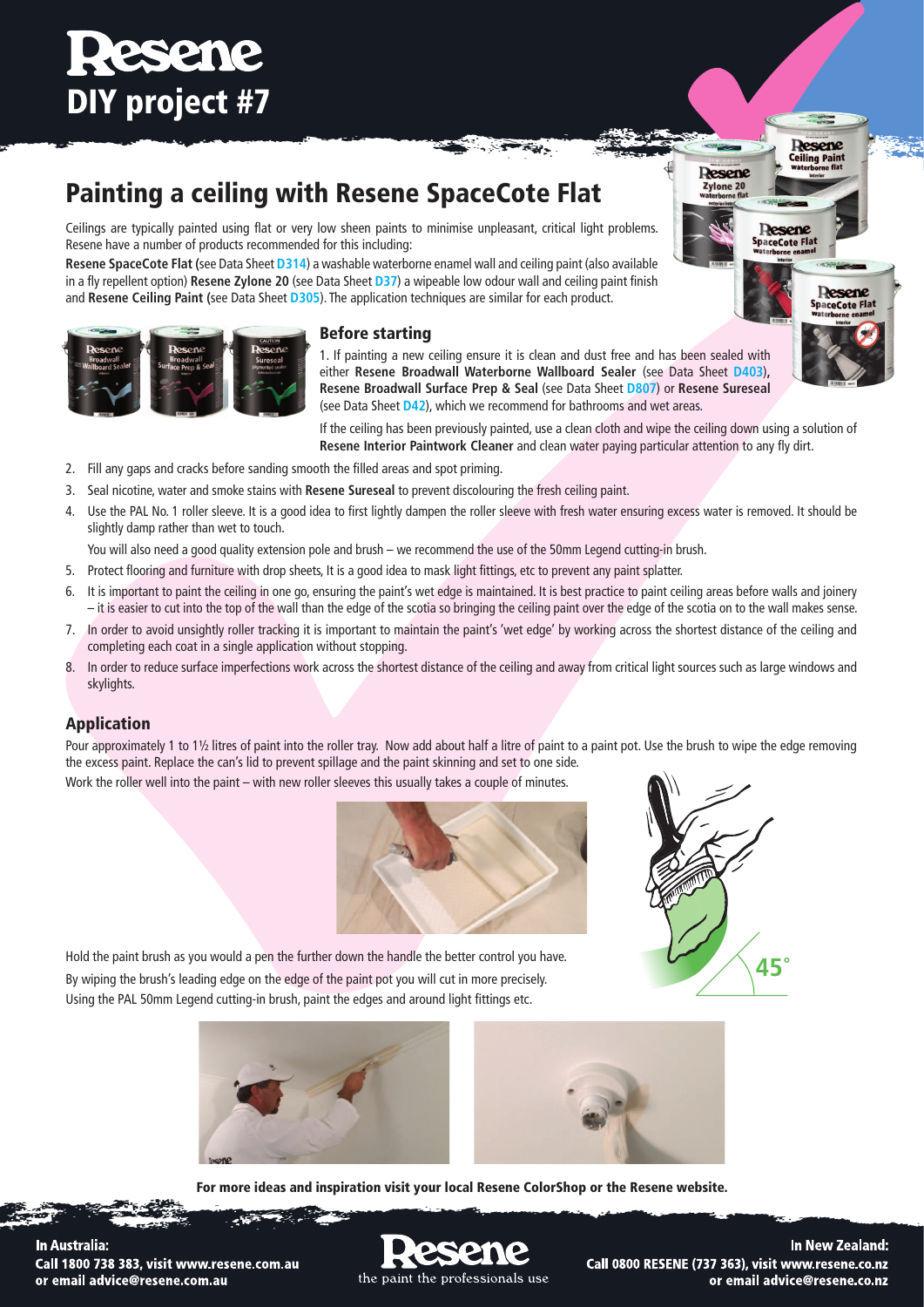# Resene DIY project #7

## Painting a ceiling with Resene SpaceCote Flat

Ceilings are typically painted using flat or very low sheen paints to minimise unpleasant, critical light problems. Resene have a number of products recommended for this including:

**Resene SpaceCote Flat** (see Data Sheet **D314**) a washable waterborne enamel wall and ceiling paint (also available in a fly repellent option) **Resene Zylone 20** (see Data Sheet **D37**) a wipeable low odour wall and ceiling paint finish and **Resene Ceiling Paint** (see Data Sheet **D305**). The application techniques are similar for each product.

### Before starting

1. If painting a new ceiling ensure it is clean and dust free and has been sealed with either **Resene Broadwall Waterborne Wallboard Sealer** (see Data Sheet **D403**), **Resene Broadwall Surface Prep & Seal** (see Data Sheet **D807**) or **Resene Sureseal** (see Data Sheet **D42**), which we recommend for bathrooms and wet areas.

   If the ceiling has been previously painted, use a clean cloth and wipe the ceiling down using a solution of **Resene Interior Paintwork Cleaner** and clean water paying particular attention to any fly dirt.

2. Fill any gaps and cracks before sanding smooth the filled areas and spot priming.
3. Seal nicotine, water and smoke stains with **Resene Sureseal** to prevent discolouring the fresh ceiling paint.
4. Use the PAL No. 1 roller sleeve. It is a good idea to first lightly dampen the roller sleeve with fresh water ensuring excess water is removed. It should be slightly damp rather than wet to touch.

   You will also need a good quality extension pole and brush – we recommend the use of the 50mm Legend cutting-in brush.

5. Protect flooring and furniture with drop sheets, It is a good idea to mask light fittings, etc to prevent any paint splatter.
6. It is important to paint the ceiling in one go, ensuring the paint's wet edge is maintained. It is best practice to paint ceiling areas before walls and joinery – it is easier to cut into the top of the wall than the edge of the scotia so bringing the ceiling paint over the edge of the scotia on to the wall makes sense.
7. In order to avoid unsightly roller tracking it is important to maintain the paint's 'wet edge' by working across the shortest distance of the ceiling and completing each coat in a single application without stopping.
8. In order to reduce surface imperfections work across the shortest distance of the ceiling and away from critical light sources such as large windows and skylights.

### Application

Pour approximately 1 to 1½ litres of paint into the roller tray. Now add about half a litre of paint to a paint pot. Use the brush to wipe the edge removing the excess paint. Replace the can's lid to prevent spillage and the paint skinning and set to one side.

Work the roller well into the paint – with new roller sleeves this usually takes a couple of minutes.

Hold the paint brush as you would a pen the further down the handle the better control you have.

By wiping the brush's leading edge on the edge of the paint pot you will cut in more precisely.

Using the PAL 50mm Legend cutting-in brush, paint the edges and around light fittings etc.

45°

**For more ideas and inspiration visit your local Resene ColorShop or the Resene website.**

**In Australia:**
**Call 1800 738 383, visit www.resene.com.au or email advice@resene.com.au**

Resene — the paint the professionals use

**In New Zealand:**
**Call 0800 RESENE (737 363), visit www.resene.co.nz or email advice@resene.co.nz**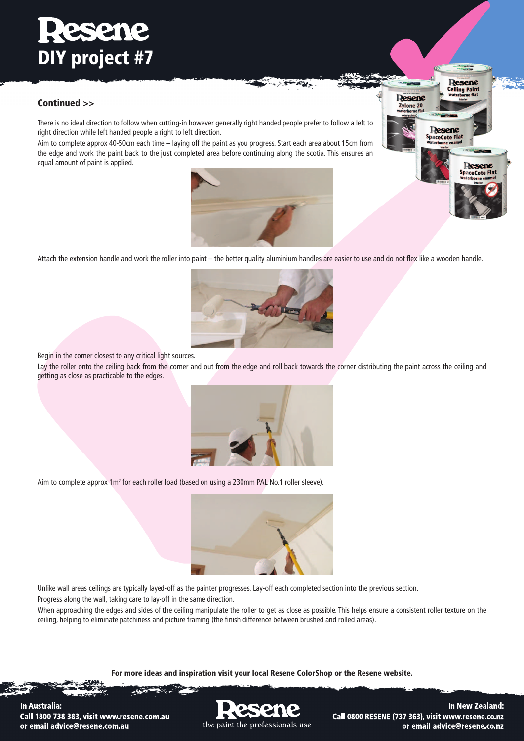# Resene DIY project #7

## Continued >>

There is no ideal direction to follow when cutting-in however generally right handed people prefer to follow a left to right direction while left handed people a right to left direction.

Aim to complete approx 40-50cm each time – laying off the paint as you progress. Start each area about 15cm from the edge and work the paint back to the just completed area before continuing along the scotia. This ensures an equal amount of paint is applied.

Attach the extension handle and work the roller into paint – the better quality aluminium handles are easier to use and do not flex like a wooden handle.

Begin in the corner closest to any critical light sources.

Lay the roller onto the ceiling back from the corner and out from the edge and roll back towards the corner distributing the paint across the ceiling and getting as close as practicable to the edges.

Aim to complete approx 1m² for each roller load (based on using a 230mm PAL No.1 roller sleeve).

Unlike wall areas ceilings are typically layed-off as the painter progresses. Lay-off each completed section into the previous section.

Progress along the wall, taking care to lay-off in the same direction.

When approaching the edges and sides of the ceiling manipulate the roller to get as close as possible. This helps ensure a consistent roller texture on the ceiling, helping to eliminate patchiness and picture framing (the finish difference between brushed and rolled areas).

**For more ideas and inspiration visit your local Resene ColorShop or the Resene website.**

**In Australia:**
**Call 1800 738 383, visit www.resene.com.au or email advice@resene.com.au**

Resene – the paint the professionals use

**In New Zealand:**
**Call 0800 RESENE (737 363), visit www.resene.co.nz or email advice@resene.co.nz**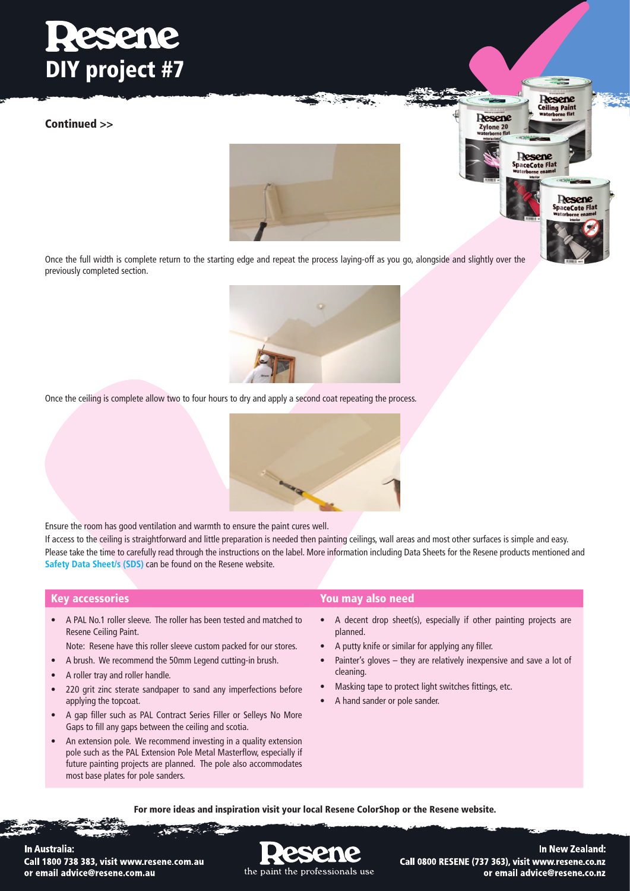# Resene DIY project #7

**Continued >>**

Once the full width is complete return to the starting edge and repeat the process laying-off as you go, alongside and slightly over the previously completed section.

Once the ceiling is complete allow two to four hours to dry and apply a second coat repeating the process.

Ensure the room has good ventilation and warmth to ensure the paint cures well.

If access to the ceiling is straightforward and little preparation is needed then painting ceilings, wall areas and most other surfaces is simple and easy. Please take the time to carefully read through the instructions on the label. More information including Data Sheets for the Resene products mentioned and **Safety Data Sheet/s (SDS)** can be found on the Resene website.

## Key accessories

- A PAL No.1 roller sleeve. The roller has been tested and matched to Resene Ceiling Paint.

  Note: Resene have this roller sleeve custom packed for our stores.
- A brush. We recommend the 50mm Legend cutting-in brush.
- A roller tray and roller handle.
- 220 grit zinc sterate sandpaper to sand any imperfections before applying the topcoat.
- A gap filler such as PAL Contract Series Filler or Selleys No More Gaps to fill any gaps between the ceiling and scotia.
- An extension pole. We recommend investing in a quality extension pole such as the PAL Extension Pole Metal Masterflow, especially if future painting projects are planned. The pole also accommodates most base plates for pole sanders.

## You may also need

- A decent drop sheet(s), especially if other painting projects are planned.
- A putty knife or similar for applying any filler.
- Painter's gloves – they are relatively inexpensive and save a lot of cleaning.
- Masking tape to protect light switches fittings, etc.
- A hand sander or pole sander.

**For more ideas and inspiration visit your local Resene ColorShop or the Resene website.**

**In Australia:**
**Call 1800 738 383, visit www.resene.com.au or email advice@resene.com.au**

Resene the paint the professionals use

**In New Zealand:**
**Call 0800 RESENE (737 363), visit www.resene.co.nz or email advice@resene.co.nz**